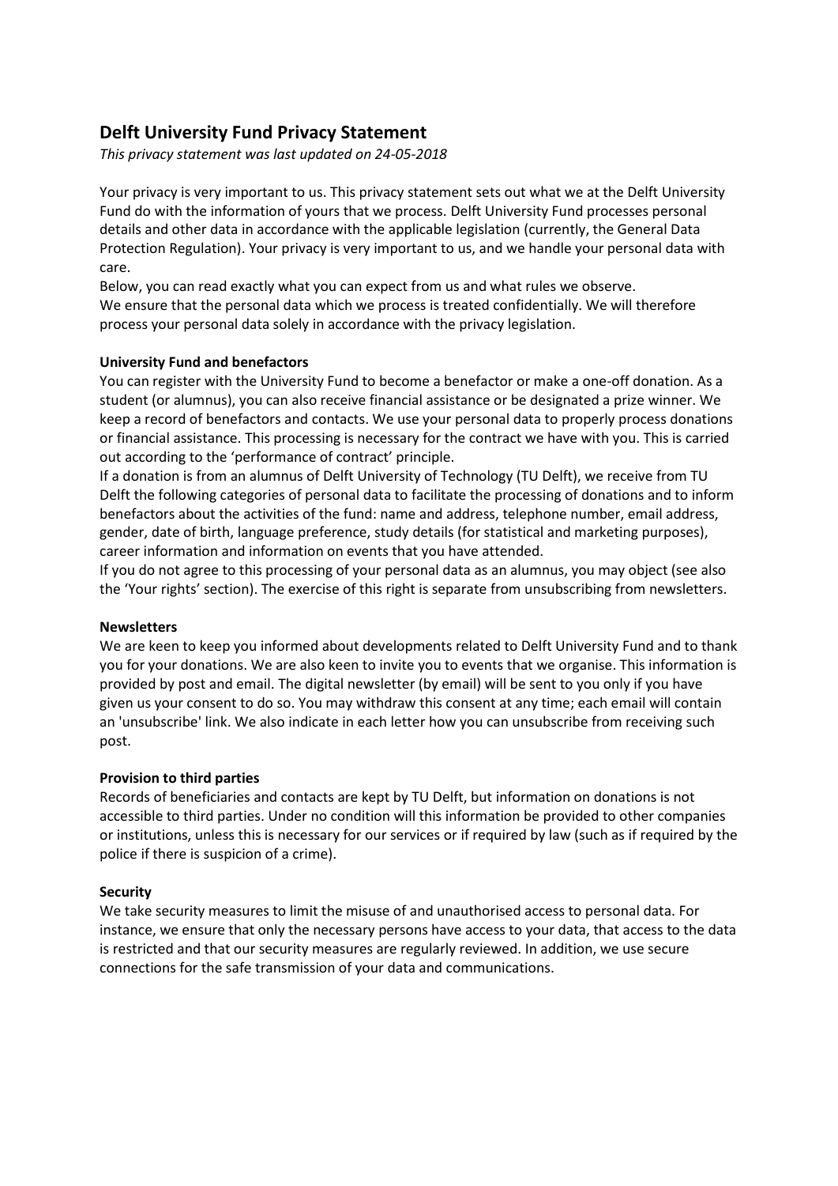# Delft University Fund Privacy Statement

*This privacy statement was last updated on 24-05-2018*

Your privacy is very important to us. This privacy statement sets out what we at the Delft University Fund do with the information of yours that we process. Delft University Fund processes personal details and other data in accordance with the applicable legislation (currently, the General Data Protection Regulation). Your privacy is very important to us, and we handle your personal data with care.

Below, you can read exactly what you can expect from us and what rules we observe.

We ensure that the personal data which we process is treated confidentially. We will therefore process your personal data solely in accordance with the privacy legislation.

**University Fund and benefactors**

You can register with the University Fund to become a benefactor or make a one-off donation. As a student (or alumnus), you can also receive financial assistance or be designated a prize winner. We keep a record of benefactors and contacts. We use your personal data to properly process donations or financial assistance. This processing is necessary for the contract we have with you. This is carried out according to the 'performance of contract' principle.

If a donation is from an alumnus of Delft University of Technology (TU Delft), we receive from TU Delft the following categories of personal data to facilitate the processing of donations and to inform benefactors about the activities of the fund: name and address, telephone number, email address, gender, date of birth, language preference, study details (for statistical and marketing purposes), career information and information on events that you have attended.

If you do not agree to this processing of your personal data as an alumnus, you may object (see also the 'Your rights' section). The exercise of this right is separate from unsubscribing from newsletters.

**Newsletters**

We are keen to keep you informed about developments related to Delft University Fund and to thank you for your donations. We are also keen to invite you to events that we organise. This information is provided by post and email. The digital newsletter (by email) will be sent to you only if you have given us your consent to do so. You may withdraw this consent at any time; each email will contain an 'unsubscribe' link. We also indicate in each letter how you can unsubscribe from receiving such post.

**Provision to third parties**

Records of beneficiaries and contacts are kept by TU Delft, but information on donations is not accessible to third parties. Under no condition will this information be provided to other companies or institutions, unless this is necessary for our services or if required by law (such as if required by the police if there is suspicion of a crime).

**Security**

We take security measures to limit the misuse of and unauthorised access to personal data. For instance, we ensure that only the necessary persons have access to your data, that access to the data is restricted and that our security measures are regularly reviewed. In addition, we use secure connections for the safe transmission of your data and communications.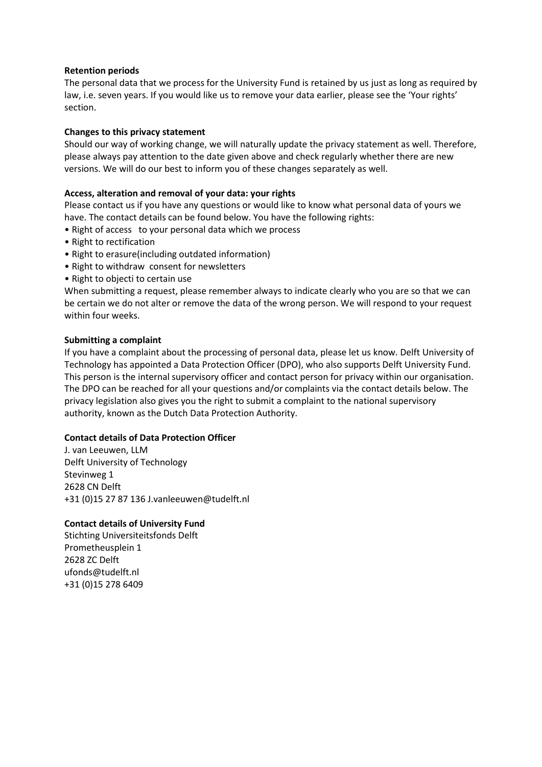**Retention periods**

The personal data that we process for the University Fund is retained by us just as long as required by law, i.e. seven years. If you would like us to remove your data earlier, please see the 'Your rights' section.

**Changes to this privacy statement**

Should our way of working change, we will naturally update the privacy statement as well. Therefore, please always pay attention to the date given above and check regularly whether there are new versions. We will do our best to inform you of these changes separately as well.

**Access, alteration and removal of your data: your rights**

Please contact us if you have any questions or would like to know what personal data of yours we have. The contact details can be found below. You have the following rights:

- Right of access to your personal data which we process
- Right to rectification
- Right to erasure(including outdated information)
- Right to withdraw consent for newsletters
- Right to objecti to certain use

When submitting a request, please remember always to indicate clearly who you are so that we can be certain we do not alter or remove the data of the wrong person. We will respond to your request within four weeks.

**Submitting a complaint**

If you have a complaint about the processing of personal data, please let us know. Delft University of Technology has appointed a Data Protection Officer (DPO), who also supports Delft University Fund. This person is the internal supervisory officer and contact person for privacy within our organisation. The DPO can be reached for all your questions and/or complaints via the contact details below. The privacy legislation also gives you the right to submit a complaint to the national supervisory authority, known as the Dutch Data Protection Authority.

**Contact details of Data Protection Officer**

J. van Leeuwen, LLM
Delft University of Technology
Stevinweg 1
2628 CN Delft
+31 (0)15 27 87 136 J.vanleeuwen@tudelft.nl

**Contact details of University Fund**

Stichting Universiteitsfonds Delft
Prometheusplein 1
2628 ZC Delft
ufonds@tudelft.nl
+31 (0)15 278 6409